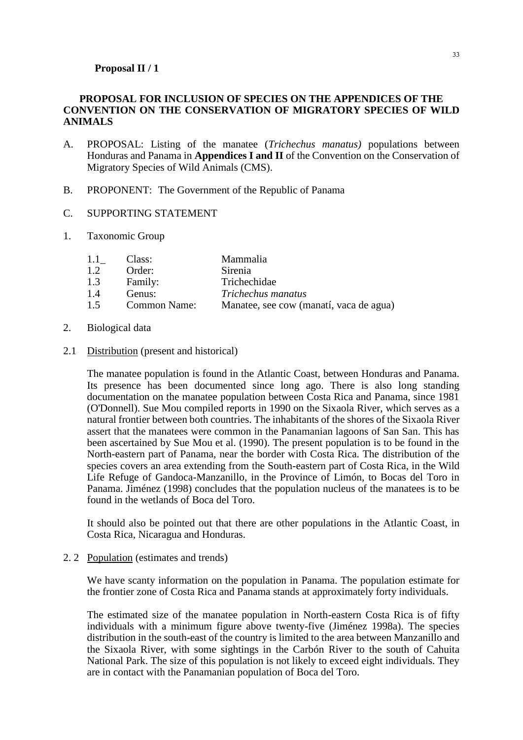**Proposal II / 1**

**PROPOSAL FOR INCLUSION OF SPECIES ON THE APPENDICES OF THE CONVENTION ON THE CONSERVATION OF MIGRATORY SPECIES OF WILD ANIMALS**

A. PROPOSAL: Listing of the manatee (*Trichechus manatus)* populations between Honduras and Panama in **Appendices I and II** of the Convention on the Conservation of Migratory Species of Wild Animals (CMS).

B. PROPONENT: The Government of the Republic of Panama

C. SUPPORTING STATEMENT

1. Taxonomic Group

| | | |
|---|---|---|
| 1.1_ | Class: | Mammalia |
| 1.2 | Order: | Sirenia |
| 1.3 | Family: | Trichechidae |
| 1.4 | Genus: | *Trichechus manatus* |
| 1.5 | Common Name: | Manatee, see cow (manatí, vaca de agua) |

2. Biological data

2.1 Distribution (present and historical)

The manatee population is found in the Atlantic Coast, between Honduras and Panama. Its presence has been documented since long ago. There is also long standing documentation on the manatee population between Costa Rica and Panama, since 1981 (O'Donnell). Sue Mou compiled reports in 1990 on the Sixaola River, which serves as a natural frontier between both countries. The inhabitants of the shores of the Sixaola River assert that the manatees were common in the Panamanian lagoons of San San. This has been ascertained by Sue Mou et al. (1990). The present population is to be found in the North-eastern part of Panama, near the border with Costa Rica. The distribution of the species covers an area extending from the South-eastern part of Costa Rica, in the Wild Life Refuge of Gandoca-Manzanillo, in the Province of Limón, to Bocas del Toro in Panama. Jiménez (1998) concludes that the population nucleus of the manatees is to be found in the wetlands of Boca del Toro.

It should also be pointed out that there are other populations in the Atlantic Coast, in Costa Rica, Nicaragua and Honduras.

2. 2 Population (estimates and trends)

We have scanty information on the population in Panama. The population estimate for the frontier zone of Costa Rica and Panama stands at approximately forty individuals.

The estimated size of the manatee population in North-eastern Costa Rica is of fifty individuals with a minimum figure above twenty-five (Jiménez 1998a). The species distribution in the south-east of the country is limited to the area between Manzanillo and the Sixaola River, with some sightings in the Carbón River to the south of Cahuita National Park. The size of this population is not likely to exceed eight individuals. They are in contact with the Panamanian population of Boca del Toro.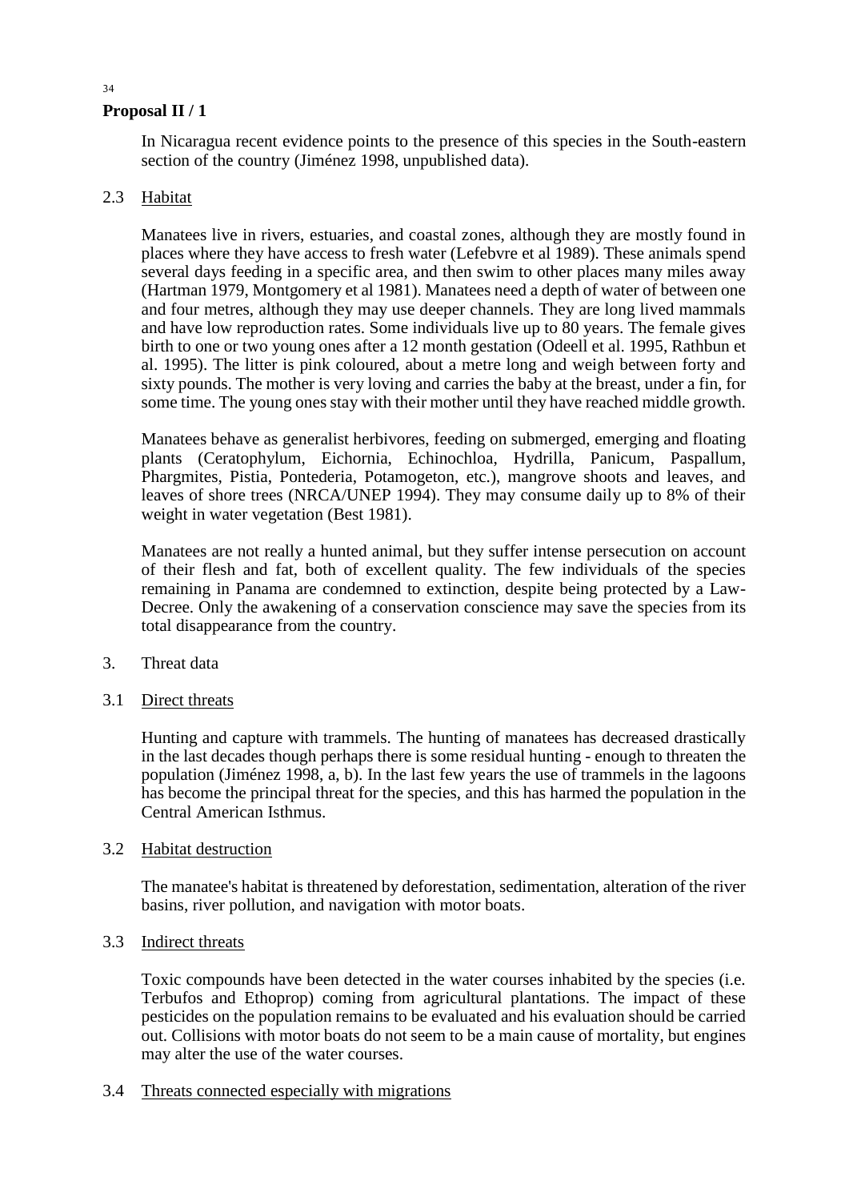**Proposal II / 1**

In Nicaragua recent evidence points to the presence of this species in the South-eastern section of the country (Jiménez 1998, unpublished data).

2.3 Habitat

Manatees live in rivers, estuaries, and coastal zones, although they are mostly found in places where they have access to fresh water (Lefebvre et al 1989). These animals spend several days feeding in a specific area, and then swim to other places many miles away (Hartman 1979, Montgomery et al 1981). Manatees need a depth of water of between one and four metres, although they may use deeper channels. They are long lived mammals and have low reproduction rates. Some individuals live up to 80 years. The female gives birth to one or two young ones after a 12 month gestation (Odeell et al. 1995, Rathbun et al. 1995). The litter is pink coloured, about a metre long and weigh between forty and sixty pounds. The mother is very loving and carries the baby at the breast, under a fin, for some time. The young ones stay with their mother until they have reached middle growth.

Manatees behave as generalist herbivores, feeding on submerged, emerging and floating plants (Ceratophylum, Eichornia, Echinochloa, Hydrilla, Panicum, Paspallum, Phargmites, Pistia, Pontederia, Potamogeton, etc.), mangrove shoots and leaves, and leaves of shore trees (NRCA/UNEP 1994). They may consume daily up to 8% of their weight in water vegetation (Best 1981).

Manatees are not really a hunted animal, but they suffer intense persecution on account of their flesh and fat, both of excellent quality. The few individuals of the species remaining in Panama are condemned to extinction, despite being protected by a Law-Decree. Only the awakening of a conservation conscience may save the species from its total disappearance from the country.

3. Threat data

3.1 Direct threats

Hunting and capture with trammels. The hunting of manatees has decreased drastically in the last decades though perhaps there is some residual hunting - enough to threaten the population (Jiménez 1998, a, b). In the last few years the use of trammels in the lagoons has become the principal threat for the species, and this has harmed the population in the Central American Isthmus.

3.2 Habitat destruction

The manatee's habitat is threatened by deforestation, sedimentation, alteration of the river basins, river pollution, and navigation with motor boats.

3.3 Indirect threats

Toxic compounds have been detected in the water courses inhabited by the species (i.e. Terbufos and Ethoprop) coming from agricultural plantations. The impact of these pesticides on the population remains to be evaluated and his evaluation should be carried out. Collisions with motor boats do not seem to be a main cause of mortality, but engines may alter the use of the water courses.

3.4 Threats connected especially with migrations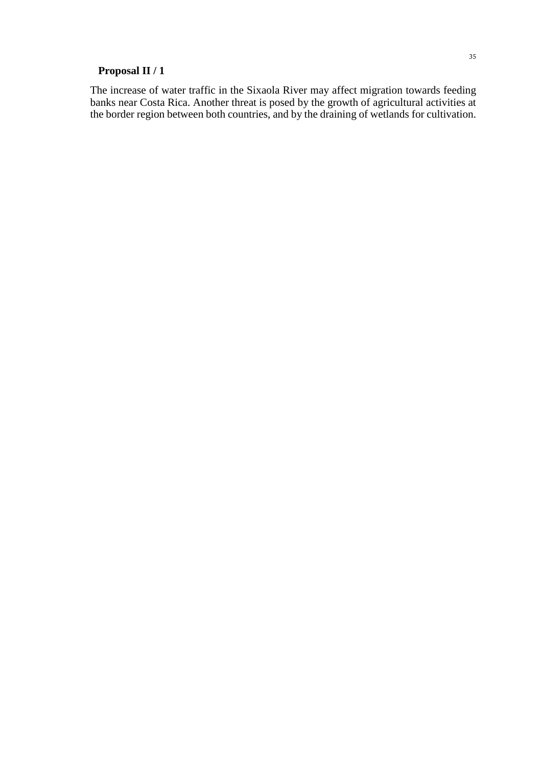**Proposal II / 1**

The increase of water traffic in the Sixaola River may affect migration towards feeding banks near Costa Rica. Another threat is posed by the growth of agricultural activities at the border region between both countries, and by the draining of wetlands for cultivation.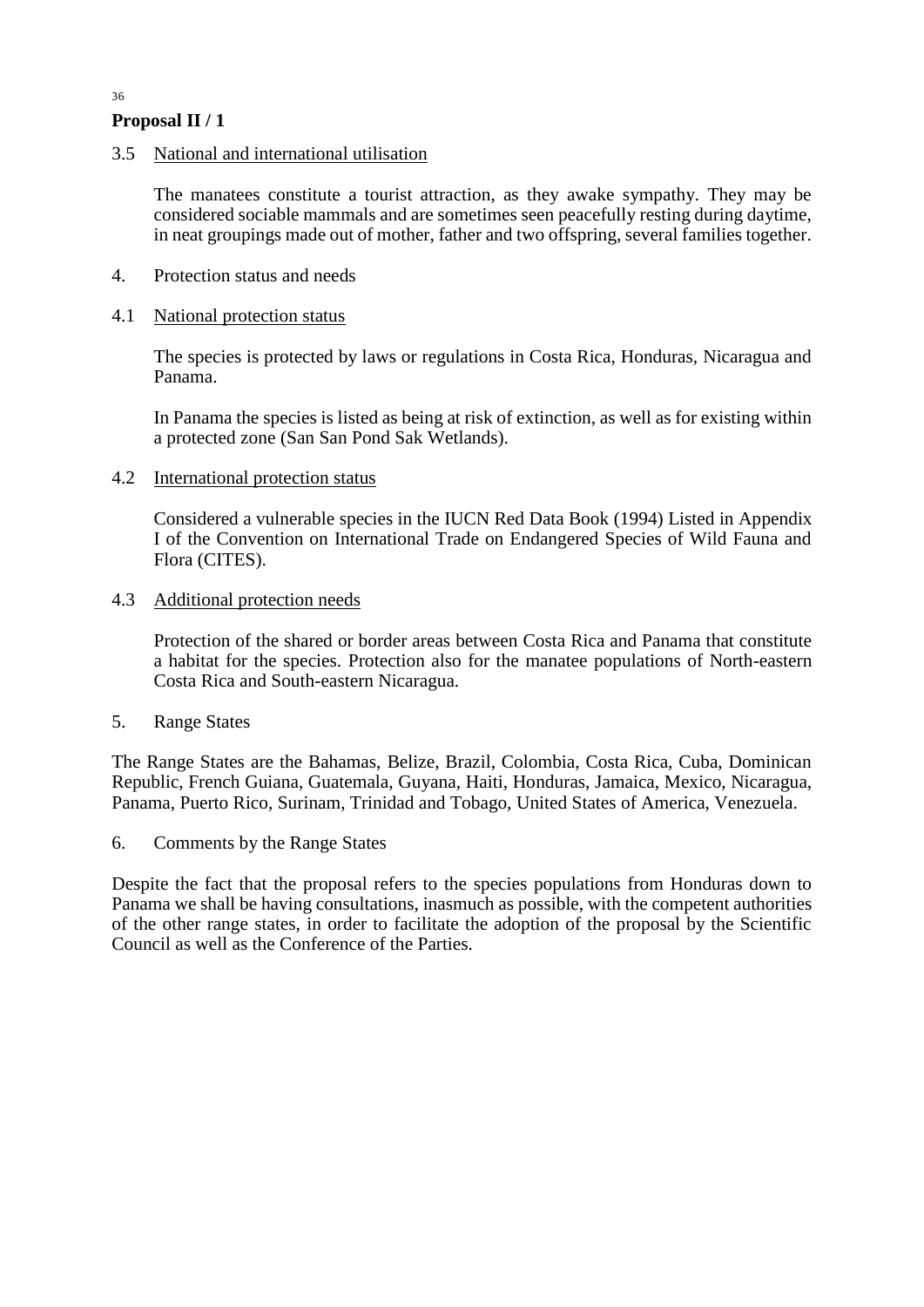**Proposal II / 1**

3.5 National and international utilisation

The manatees constitute a tourist attraction, as they awake sympathy. They may be considered sociable mammals and are sometimes seen peacefully resting during daytime, in neat groupings made out of mother, father and two offspring, several families together.

4. Protection status and needs

4.1 National protection status

The species is protected by laws or regulations in Costa Rica, Honduras, Nicaragua and Panama.

In Panama the species is listed as being at risk of extinction, as well as for existing within a protected zone (San San Pond Sak Wetlands).

4.2 International protection status

Considered a vulnerable species in the IUCN Red Data Book (1994) Listed in Appendix I of the Convention on International Trade on Endangered Species of Wild Fauna and Flora (CITES).

4.3 Additional protection needs

Protection of the shared or border areas between Costa Rica and Panama that constitute a habitat for the species. Protection also for the manatee populations of North-eastern Costa Rica and South-eastern Nicaragua.

5. Range States

The Range States are the Bahamas, Belize, Brazil, Colombia, Costa Rica, Cuba, Dominican Republic, French Guiana, Guatemala, Guyana, Haiti, Honduras, Jamaica, Mexico, Nicaragua, Panama, Puerto Rico, Surinam, Trinidad and Tobago, United States of America, Venezuela.

6. Comments by the Range States

Despite the fact that the proposal refers to the species populations from Honduras down to Panama we shall be having consultations, inasmuch as possible, with the competent authorities of the other range states, in order to facilitate the adoption of the proposal by the Scientific Council as well as the Conference of the Parties.